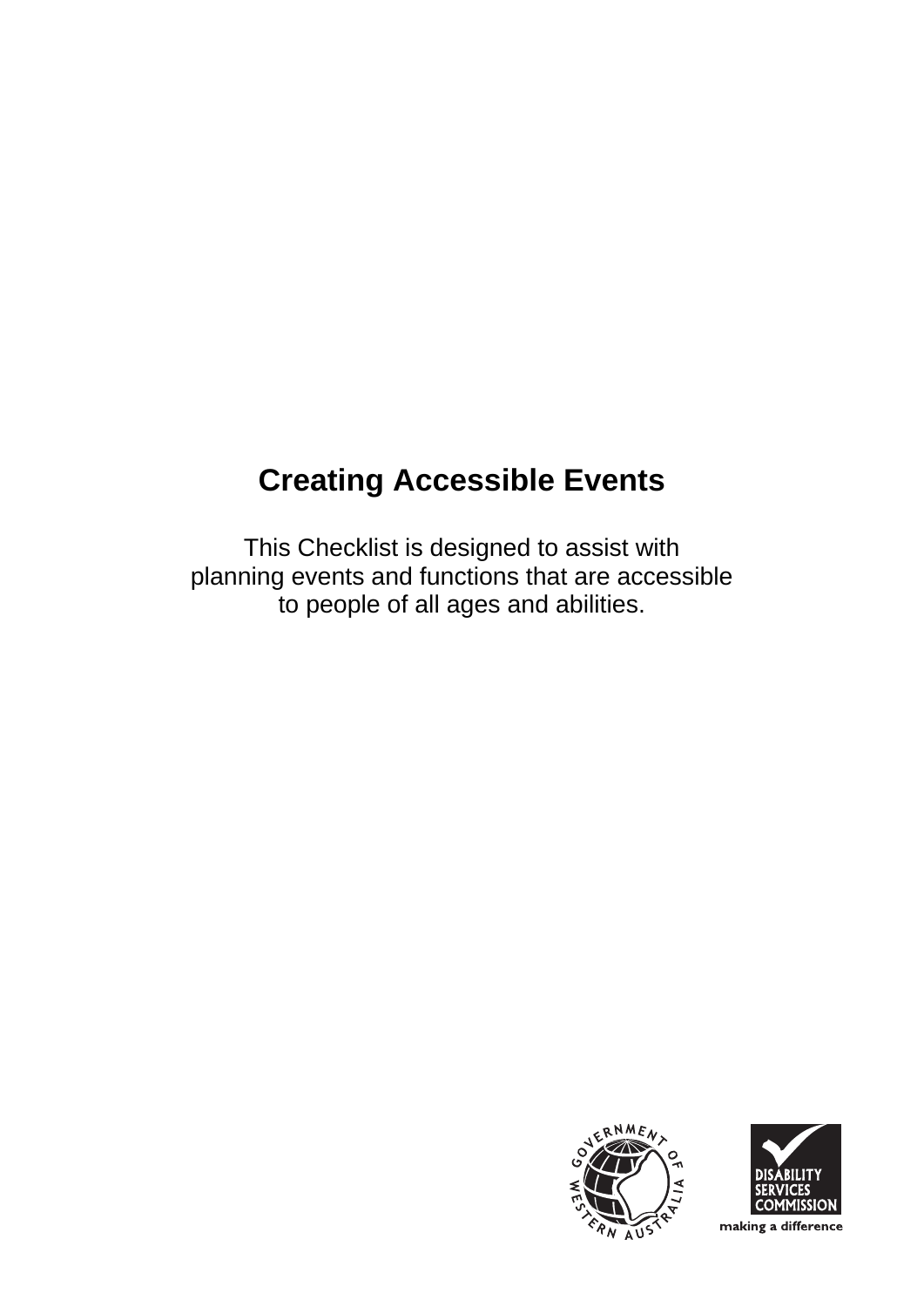# Creating Accessible Events

This Checklist is designed to assist with planning events and functions that are accessible to people of all ages and abilities.

GOVERNMENT OF WESTERN AUSTRALIA

DISABILITY SERVICES COMMISSION

making a difference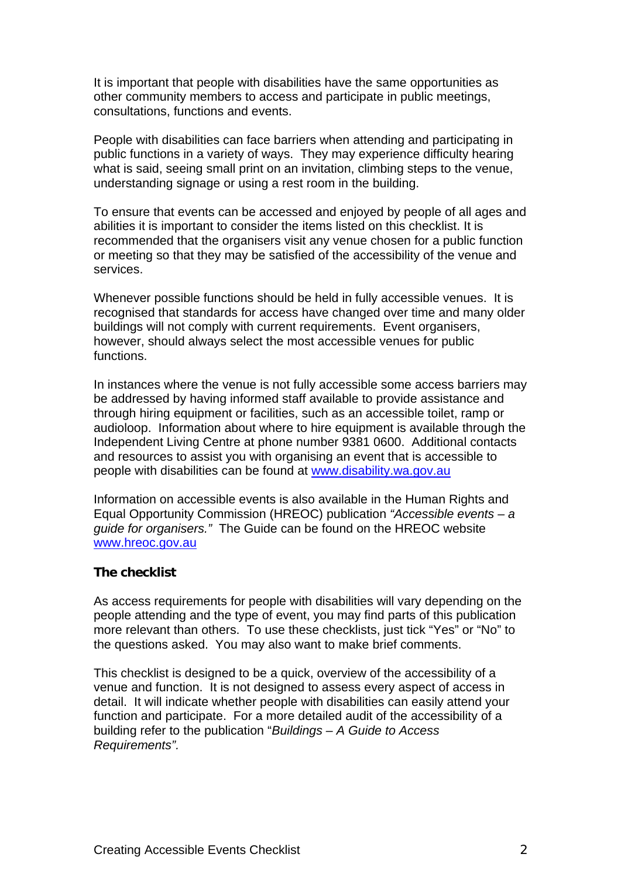It is important that people with disabilities have the same opportunities as other community members to access and participate in public meetings, consultations, functions and events.

People with disabilities can face barriers when attending and participating in public functions in a variety of ways. They may experience difficulty hearing what is said, seeing small print on an invitation, climbing steps to the venue, understanding signage or using a rest room in the building.

To ensure that events can be accessed and enjoyed by people of all ages and abilities it is important to consider the items listed on this checklist. It is recommended that the organisers visit any venue chosen for a public function or meeting so that they may be satisfied of the accessibility of the venue and services.

Whenever possible functions should be held in fully accessible venues. It is recognised that standards for access have changed over time and many older buildings will not comply with current requirements. Event organisers, however, should always select the most accessible venues for public functions.

In instances where the venue is not fully accessible some access barriers may be addressed by having informed staff available to provide assistance and through hiring equipment or facilities, such as an accessible toilet, ramp or audioloop. Information about where to hire equipment is available through the Independent Living Centre at phone number 9381 0600. Additional contacts and resources to assist you with organising an event that is accessible to people with disabilities can be found at www.disability.wa.gov.au

Information on accessible events is also available in the Human Rights and Equal Opportunity Commission (HREOC) publication *"Accessible events – a guide for organisers."* The Guide can be found on the HREOC website www.hreoc.gov.au

**The checklist**

As access requirements for people with disabilities will vary depending on the people attending and the type of event, you may find parts of this publication more relevant than others. To use these checklists, just tick "Yes" or "No" to the questions asked. You may also want to make brief comments.

This checklist is designed to be a quick, overview of the accessibility of a venue and function. It is not designed to assess every aspect of access in detail. It will indicate whether people with disabilities can easily attend your function and participate. For a more detailed audit of the accessibility of a building refer to the publication "*Buildings – A Guide to Access Requirements".*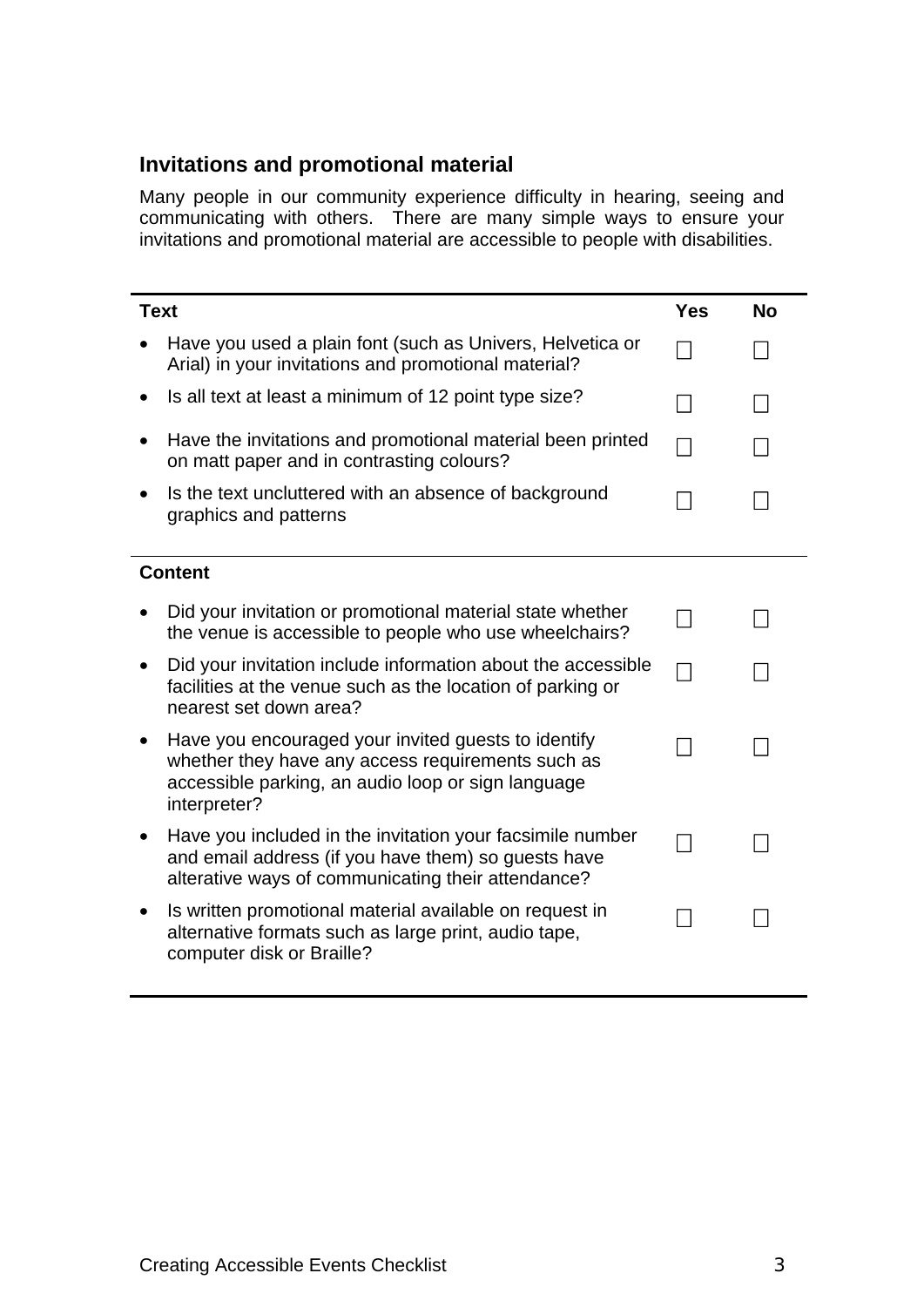## Invitations and promotional material

Many people in our community experience difficulty in hearing, seeing and communicating with others. There are many simple ways to ensure your invitations and promotional material are accessible to people with disabilities.

| **Text** | **Yes** | **No** |
|---|---|---|
| • Have you used a plain font (such as Univers, Helvetica or Arial) in your invitations and promotional material? | ☐ | ☐ |
| • Is all text at least a minimum of 12 point type size? | ☐ | ☐ |
| • Have the invitations and promotional material been printed on matt paper and in contrasting colours? | ☐ | ☐ |
| • Is the text uncluttered with an absence of background graphics and patterns | ☐ | ☐ |
| **Content** | | |
| • Did your invitation or promotional material state whether the venue is accessible to people who use wheelchairs? | ☐ | ☐ |
| • Did your invitation include information about the accessible facilities at the venue such as the location of parking or nearest set down area? | ☐ | ☐ |
| • Have you encouraged your invited guests to identify whether they have any access requirements such as accessible parking, an audio loop or sign language interpreter? | ☐ | ☐ |
| • Have you included in the invitation your facsimile number and email address (if you have them) so guests have alterative ways of communicating their attendance? | ☐ | ☐ |
| • Is written promotional material available on request in alternative formats such as large print, audio tape, computer disk or Braille? | ☐ | ☐ |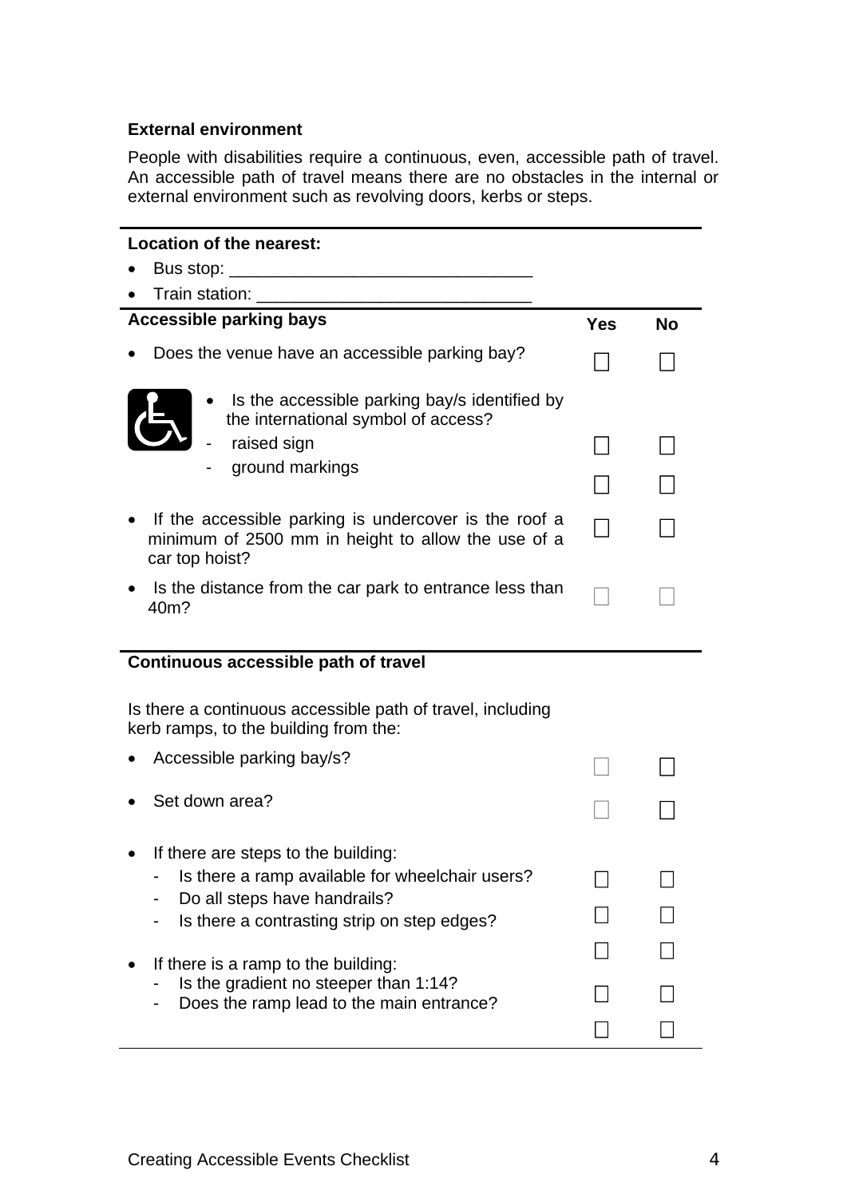**External environment**

People with disabilities require a continuous, even, accessible path of travel. An accessible path of travel means there are no obstacles in the internal or external environment such as revolving doors, kerbs or steps.

**Location of the nearest:**

- Bus stop: _______________________________
- Train station: ____________________________

| **Accessible parking bays** | **Yes** | **No** |
|---|---|---|
| • Does the venue have an accessible parking bay? | ☐ | ☐ |
| • Is the accessible parking bay/s identified by the international symbol of access? | | |
| - raised sign | ☐ | ☐ |
| - ground markings | ☐ | ☐ |
| • If the accessible parking is undercover is the roof a minimum of 2500 mm in height to allow the use of a car top hoist? | ☐ | ☐ |
| • Is the distance from the car park to entrance less than 40m? | ☐ | ☐ |

| **Continuous accessible path of travel** | | |
|---|---|---|
| Is there a continuous accessible path of travel, including kerb ramps, to the building from the: | | |
| • Accessible parking bay/s? | ☐ | ☐ |
| • Set down area? | ☐ | ☐ |
| • If there are steps to the building: | | |
| - Is there a ramp available for wheelchair users? | ☐ | ☐ |
| - Do all steps have handrails? | ☐ | ☐ |
| - Is there a contrasting strip on step edges? | ☐ | ☐ |
| • If there is a ramp to the building: | | |
| - Is the gradient no steeper than 1:14? | ☐ | ☐ |
| - Does the ramp lead to the main entrance? | ☐ | ☐ |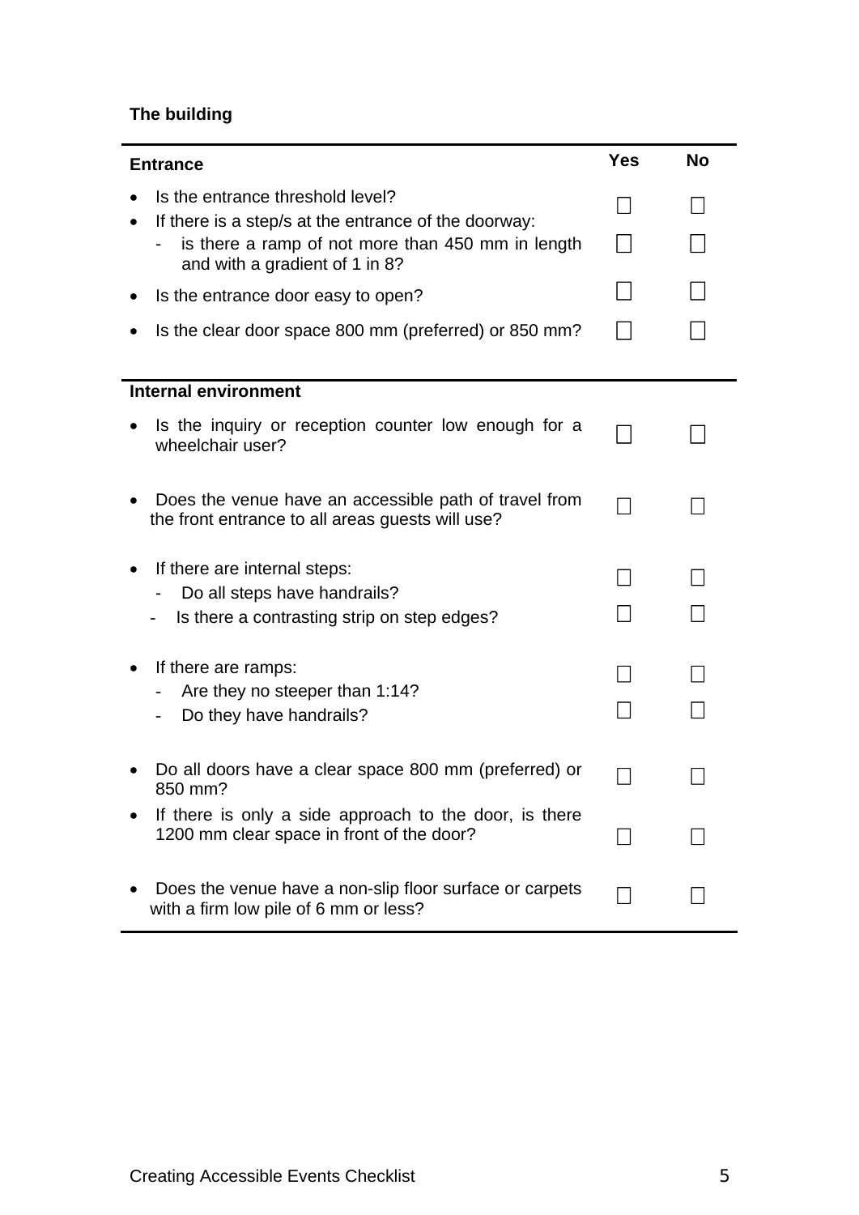**The building**

| Entrance | Yes | No |
|---|---|---|
| • Is the entrance threshold level? | ☐ | ☐ |
| • If there is a step/s at the entrance of the doorway: | | |
| - is there a ramp of not more than 450 mm in length and with a gradient of 1 in 8? | ☐ | ☐ |
| • Is the entrance door easy to open? | ☐ | ☐ |
| • Is the clear door space 800 mm (preferred) or 850 mm? | ☐ | ☐ |
| **Internal environment** | | |
| • Is the inquiry or reception counter low enough for a wheelchair user? | ☐ | ☐ |
| • Does the venue have an accessible path of travel from the front entrance to all areas guests will use? | ☐ | ☐ |
| • If there are internal steps: | | |
| - Do all steps have handrails? | ☐ | ☐ |
| - Is there a contrasting strip on step edges? | ☐ | ☐ |
| • If there are ramps: | | |
| - Are they no steeper than 1:14? | ☐ | ☐ |
| - Do they have handrails? | ☐ | ☐ |
| • Do all doors have a clear space 800 mm (preferred) or 850 mm? | ☐ | ☐ |
| • If there is only a side approach to the door, is there 1200 mm clear space in front of the door? | ☐ | ☐ |
| • Does the venue have a non-slip floor surface or carpets with a firm low pile of 6 mm or less? | ☐ | ☐ |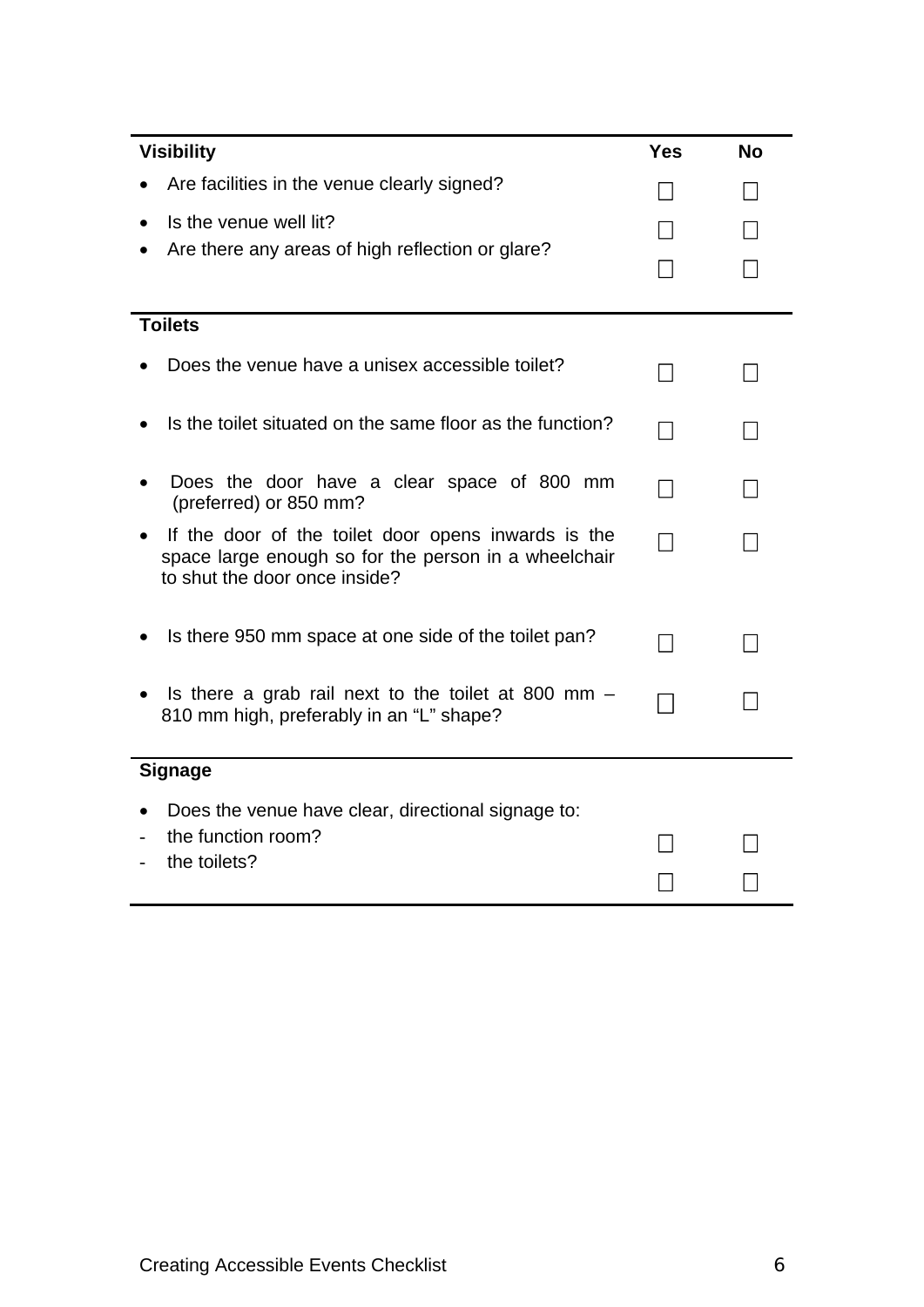| Visibility | Yes | No |
|---|---|---|
| • Are facilities in the venue clearly signed? | ☐ | ☐ |
| • Is the venue well lit? | ☐ | ☐ |
| • Are there any areas of high reflection or glare? | ☐ | ☐ |
| **Toilets** | | |
| • Does the venue have a unisex accessible toilet? | ☐ | ☐ |
| • Is the toilet situated on the same floor as the function? | ☐ | ☐ |
| • Does the door have a clear space of 800 mm (preferred) or 850 mm? | ☐ | ☐ |
| • If the door of the toilet door opens inwards is the space large enough so for the person in a wheelchair to shut the door once inside? | ☐ | ☐ |
| • Is there 950 mm space at one side of the toilet pan? | ☐ | ☐ |
| • Is there a grab rail next to the toilet at 800 mm – 810 mm high, preferably in an "L" shape? | ☐ | ☐ |
| **Signage** | | |
| • Does the venue have clear, directional signage to: | | |
| - the function room? | ☐ | ☐ |
| - the toilets? | ☐ | ☐ |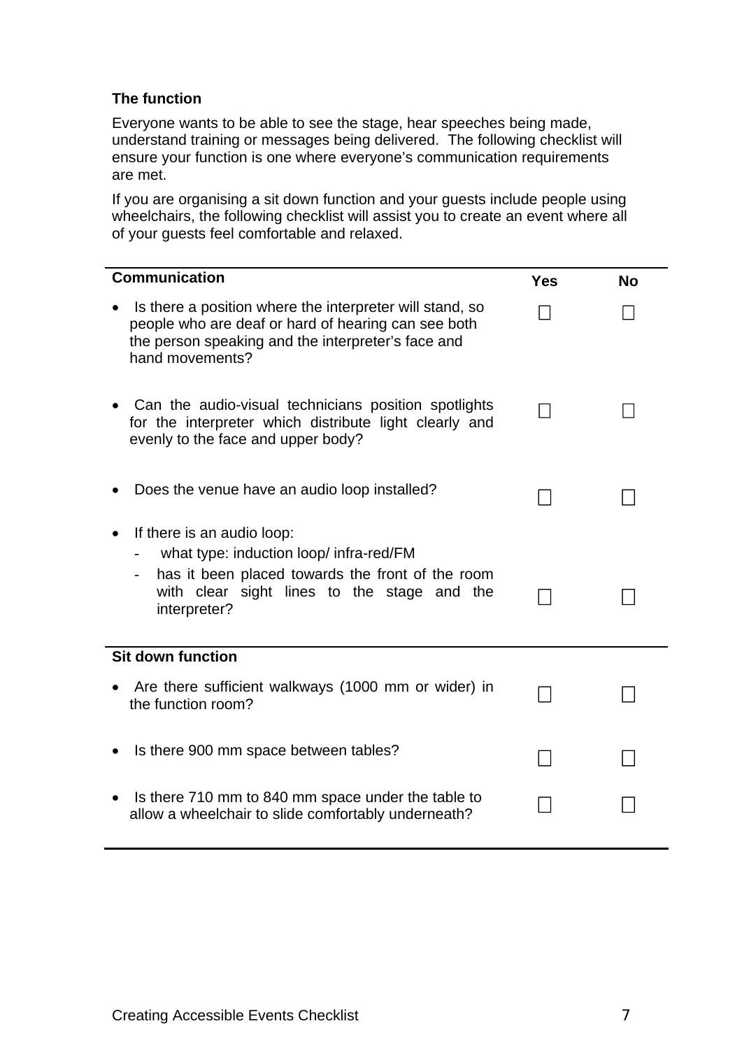### The function

Everyone wants to be able to see the stage, hear speeches being made, understand training or messages being delivered. The following checklist will ensure your function is one where everyone's communication requirements are met.

If you are organising a sit down function and your guests include people using wheelchairs, the following checklist will assist you to create an event where all of your guests feel comfortable and relaxed.

| Communication | Yes | No |
|---|---|---|
| • Is there a position where the interpreter will stand, so people who are deaf or hard of hearing can see both the person speaking and the interpreter's face and hand movements? | ☐ | ☐ |
| • Can the audio-visual technicians position spotlights for the interpreter which distribute light clearly and evenly to the face and upper body? | ☐ | ☐ |
| • Does the venue have an audio loop installed? | ☐ | ☐ |
| • If there is an audio loop:<br>- what type: induction loop/ infra-red/FM<br>- has it been placed towards the front of the room with clear sight lines to the stage and the interpreter? | ☐ | ☐ |
| **Sit down function** | | |
| • Are there sufficient walkways (1000 mm or wider) in the function room? | ☐ | ☐ |
| • Is there 900 mm space between tables? | ☐ | ☐ |
| • Is there 710 mm to 840 mm space under the table to allow a wheelchair to slide comfortably underneath? | ☐ | ☐ |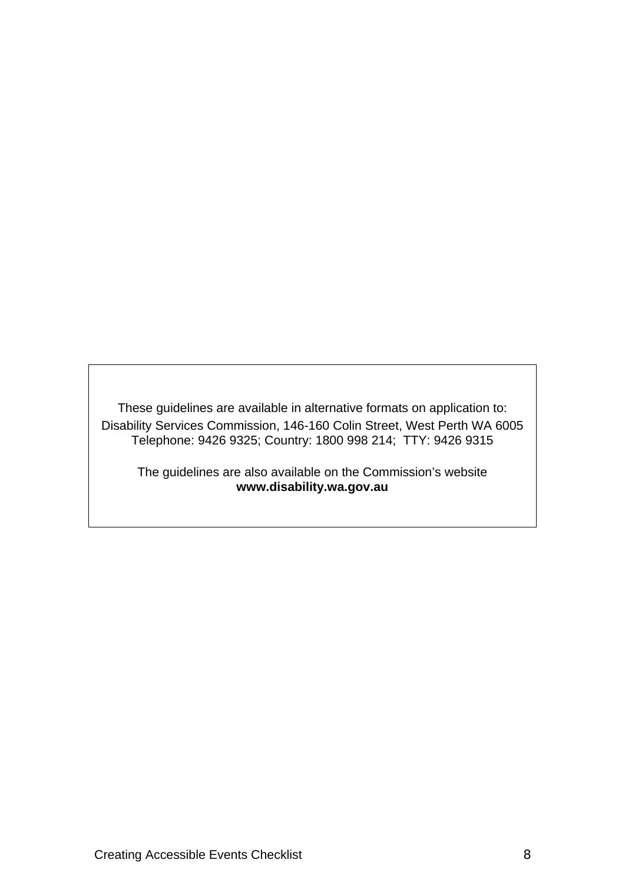These guidelines are available in alternative formats on application to:
Disability Services Commission, 146-160 Colin Street, West Perth WA 6005
Telephone: 9426 9325; Country: 1800 998 214; TTY: 9426 9315

The guidelines are also available on the Commission's website
**www.disability.wa.gov.au**